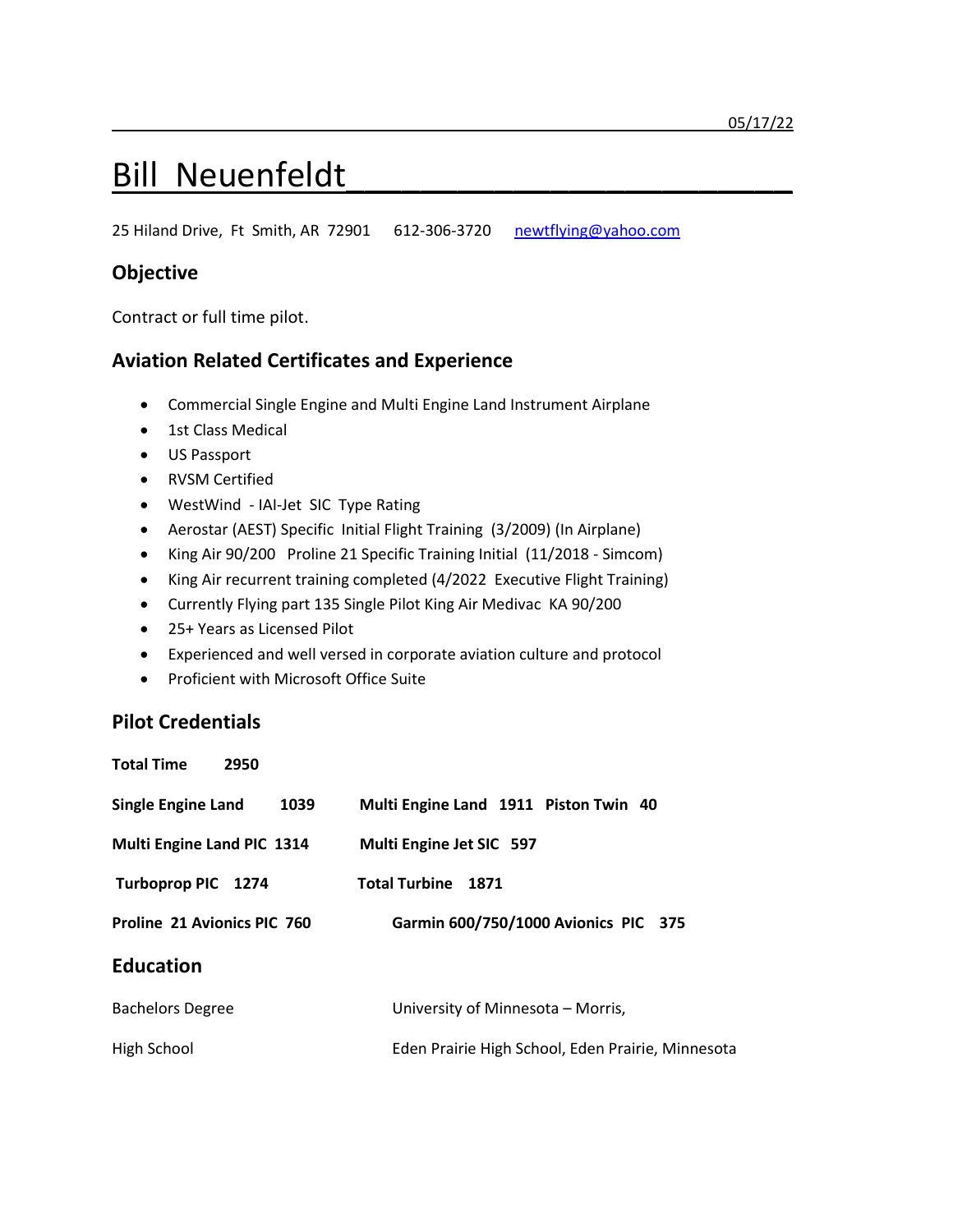05/17/22

# Bill Neuenfeldt

25 Hiland Drive, Ft Smith, AR 72901 612-306-3720 newtflying@yahoo.com

## Objective

Contract or full time pilot.

## Aviation Related Certificates and Experience

- Commercial Single Engine and Multi Engine Land Instrument Airplane
- 1st Class Medical
- US Passport
- RVSM Certified
- WestWind - IAI-Jet SIC Type Rating
- Aerostar (AEST) Specific Initial Flight Training (3/2009) (In Airplane)
- King Air 90/200 Proline 21 Specific Training Initial (11/2018 - Simcom)
- King Air recurrent training completed (4/2022 Executive Flight Training)
- Currently Flying part 135 Single Pilot King Air Medivac KA 90/200
- 25+ Years as Licensed Pilot
- Experienced and well versed in corporate aviation culture and protocol
- Proficient with Microsoft Office Suite

## Pilot Credentials

**Total Time 2950**

| | |
|---|---|
| **Single Engine Land 1039** | **Multi Engine Land 1911 Piston Twin 40** |
| **Multi Engine Land PIC 1314** | **Multi Engine Jet SIC 597** |
| **Turboprop PIC 1274** | **Total Turbine 1871** |
| **Proline 21 Avionics PIC 760** | **Garmin 600/750/1000 Avionics PIC 375** |

## Education

| | |
|---|---|
| Bachelors Degree | University of Minnesota – Morris, |
| High School | Eden Prairie High School, Eden Prairie, Minnesota |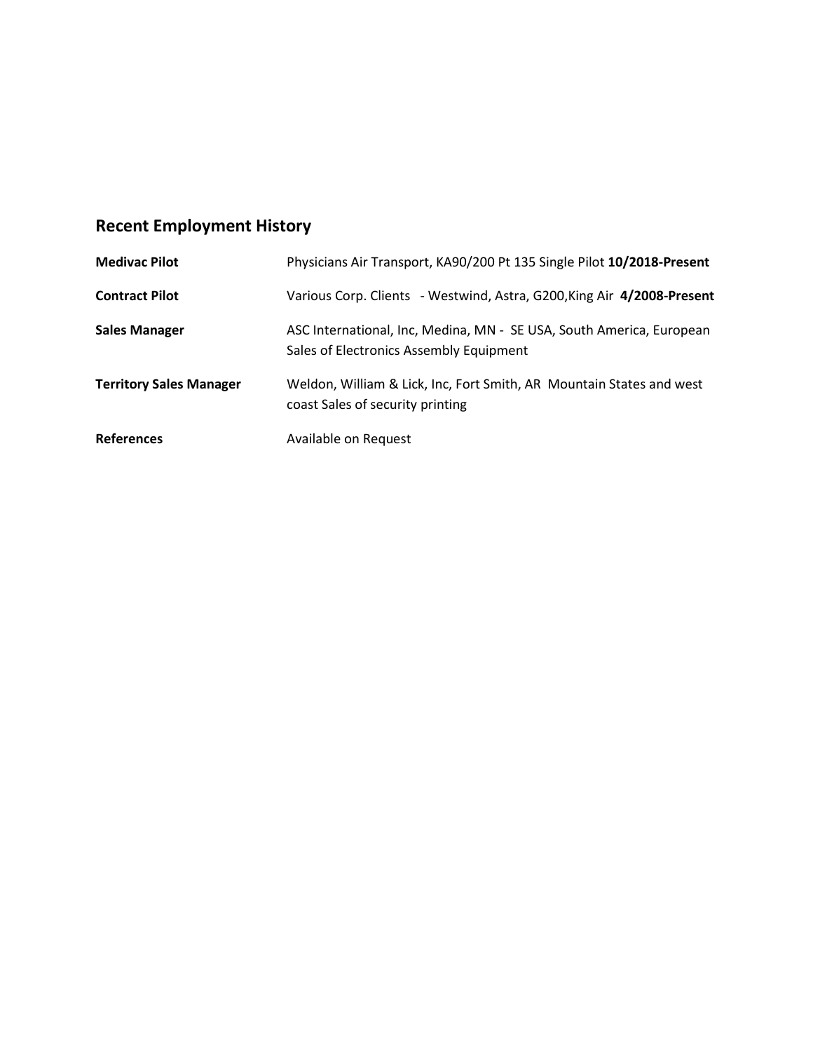## Recent Employment History

| | |
|---|---|
| **Medivac Pilot** | Physicians Air Transport, KA90/200 Pt 135 Single Pilot **10/2018-Present** |
| **Contract Pilot** | Various Corp. Clients - Westwind, Astra, G200,King Air **4/2008-Present** |
| **Sales Manager** | ASC International, Inc, Medina, MN - SE USA, South America, European Sales of Electronics Assembly Equipment |
| **Territory Sales Manager** | Weldon, William & Lick, Inc, Fort Smith, AR Mountain States and west coast Sales of security printing |
| **References** | Available on Request |